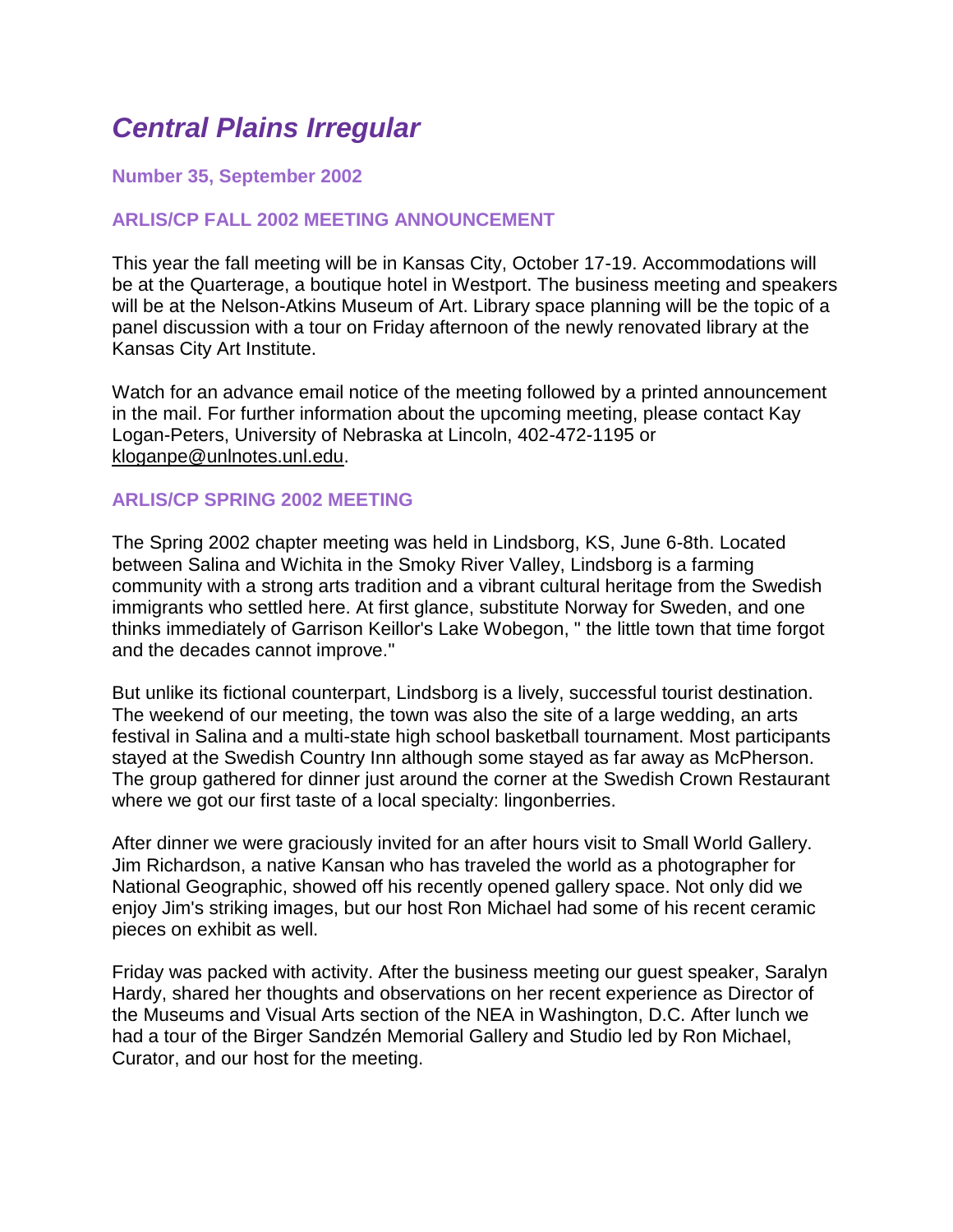# *Central Plains Irregular*

**Number 35, September 2002**

## ARLIS/CP FALL 2002 MEETING ANNOUNCEMENT

This year the fall meeting will be in Kansas City, October 17-19. Accommodations will be at the Quarterage, a boutique hotel in Westport. The business meeting and speakers will be at the Nelson-Atkins Museum of Art. Library space planning will be the topic of a panel discussion with a tour on Friday afternoon of the newly renovated library at the Kansas City Art Institute.

Watch for an advance email notice of the meeting followed by a printed announcement in the mail. For further information about the upcoming meeting, please contact Kay Logan-Peters, University of Nebraska at Lincoln, 402-472-1195 or kloganpe@unlnotes.unl.edu.

## ARLIS/CP SPRING 2002 MEETING

The Spring 2002 chapter meeting was held in Lindsborg, KS, June 6-8th. Located between Salina and Wichita in the Smoky River Valley, Lindsborg is a farming community with a strong arts tradition and a vibrant cultural heritage from the Swedish immigrants who settled here. At first glance, substitute Norway for Sweden, and one thinks immediately of Garrison Keillor's Lake Wobegon, " the little town that time forgot and the decades cannot improve."

But unlike its fictional counterpart, Lindsborg is a lively, successful tourist destination. The weekend of our meeting, the town was also the site of a large wedding, an arts festival in Salina and a multi-state high school basketball tournament. Most participants stayed at the Swedish Country Inn although some stayed as far away as McPherson. The group gathered for dinner just around the corner at the Swedish Crown Restaurant where we got our first taste of a local specialty: lingonberries.

After dinner we were graciously invited for an after hours visit to Small World Gallery. Jim Richardson, a native Kansan who has traveled the world as a photographer for National Geographic, showed off his recently opened gallery space. Not only did we enjoy Jim's striking images, but our host Ron Michael had some of his recent ceramic pieces on exhibit as well.

Friday was packed with activity. After the business meeting our guest speaker, Saralyn Hardy, shared her thoughts and observations on her recent experience as Director of the Museums and Visual Arts section of the NEA in Washington, D.C. After lunch we had a tour of the Birger Sandzén Memorial Gallery and Studio led by Ron Michael, Curator, and our host for the meeting.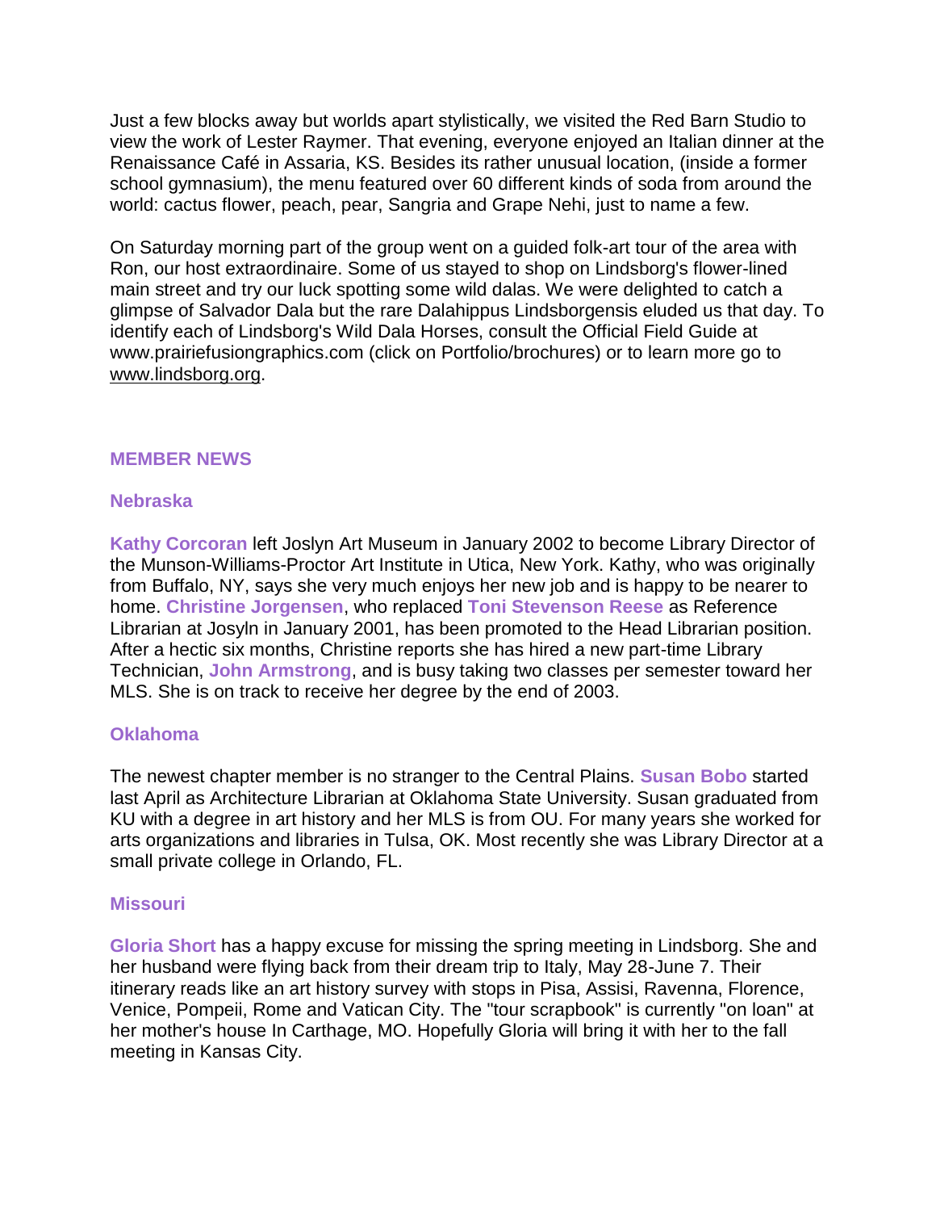Just a few blocks away but worlds apart stylistically, we visited the Red Barn Studio to view the work of Lester Raymer. That evening, everyone enjoyed an Italian dinner at the Renaissance Café in Assaria, KS. Besides its rather unusual location, (inside a former school gymnasium), the menu featured over 60 different kinds of soda from around the world: cactus flower, peach, pear, Sangria and Grape Nehi, just to name a few.

On Saturday morning part of the group went on a guided folk-art tour of the area with Ron, our host extraordinaire. Some of us stayed to shop on Lindsborg's flower-lined main street and try our luck spotting some wild dalas. We were delighted to catch a glimpse of Salvador Dala but the rare Dalahippus Lindsborgensis eluded us that day. To identify each of Lindsborg's Wild Dala Horses, consult the Official Field Guide at www.prairiefusiongraphics.com (click on Portfolio/brochures) or to learn more go to www.lindsborg.org.

## MEMBER NEWS

### Nebraska

**Kathy Corcoran** left Joslyn Art Museum in January 2002 to become Library Director of the Munson-Williams-Proctor Art Institute in Utica, New York. Kathy, who was originally from Buffalo, NY, says she very much enjoys her new job and is happy to be nearer to home. **Christine Jorgensen**, who replaced **Toni Stevenson Reese** as Reference Librarian at Josyln in January 2001, has been promoted to the Head Librarian position. After a hectic six months, Christine reports she has hired a new part-time Library Technician, **John Armstrong**, and is busy taking two classes per semester toward her MLS. She is on track to receive her degree by the end of 2003.

### Oklahoma

The newest chapter member is no stranger to the Central Plains. **Susan Bobo** started last April as Architecture Librarian at Oklahoma State University. Susan graduated from KU with a degree in art history and her MLS is from OU. For many years she worked for arts organizations and libraries in Tulsa, OK. Most recently she was Library Director at a small private college in Orlando, FL.

### Missouri

**Gloria Short** has a happy excuse for missing the spring meeting in Lindsborg. She and her husband were flying back from their dream trip to Italy, May 28-June 7. Their itinerary reads like an art history survey with stops in Pisa, Assisi, Ravenna, Florence, Venice, Pompeii, Rome and Vatican City. The "tour scrapbook" is currently "on loan" at her mother's house In Carthage, MO. Hopefully Gloria will bring it with her to the fall meeting in Kansas City.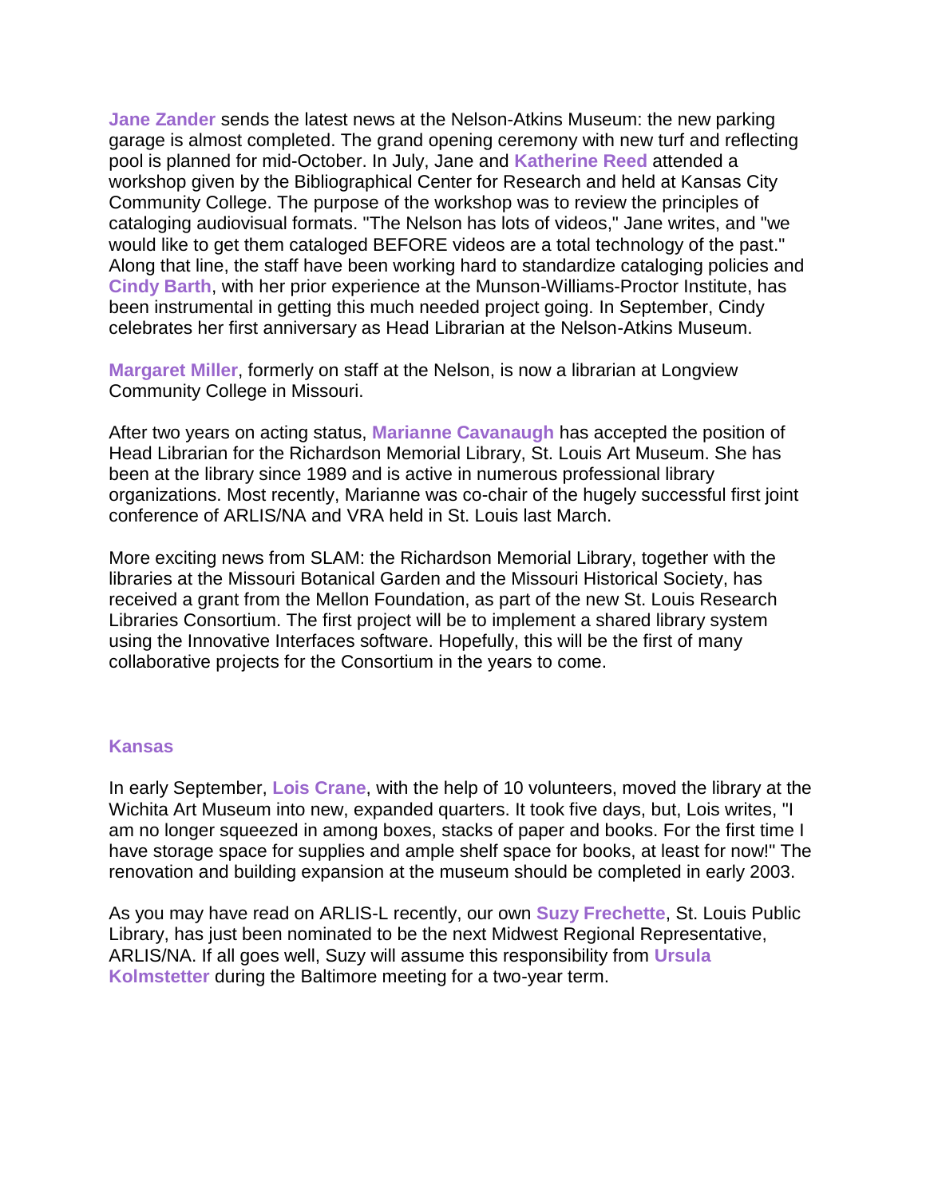**Jane Zander** sends the latest news at the Nelson-Atkins Museum: the new parking garage is almost completed. The grand opening ceremony with new turf and reflecting pool is planned for mid-October. In July, Jane and **Katherine Reed** attended a workshop given by the Bibliographical Center for Research and held at Kansas City Community College. The purpose of the workshop was to review the principles of cataloging audiovisual formats. "The Nelson has lots of videos," Jane writes, and "we would like to get them cataloged BEFORE videos are a total technology of the past." Along that line, the staff have been working hard to standardize cataloging policies and **Cindy Barth**, with her prior experience at the Munson-Williams-Proctor Institute, has been instrumental in getting this much needed project going. In September, Cindy celebrates her first anniversary as Head Librarian at the Nelson-Atkins Museum.

**Margaret Miller**, formerly on staff at the Nelson, is now a librarian at Longview Community College in Missouri.

After two years on acting status, **Marianne Cavanaugh** has accepted the position of Head Librarian for the Richardson Memorial Library, St. Louis Art Museum. She has been at the library since 1989 and is active in numerous professional library organizations. Most recently, Marianne was co-chair of the hugely successful first joint conference of ARLIS/NA and VRA held in St. Louis last March.

More exciting news from SLAM: the Richardson Memorial Library, together with the libraries at the Missouri Botanical Garden and the Missouri Historical Society, has received a grant from the Mellon Foundation, as part of the new St. Louis Research Libraries Consortium. The first project will be to implement a shared library system using the Innovative Interfaces software. Hopefully, this will be the first of many collaborative projects for the Consortium in the years to come.

## Kansas

In early September, **Lois Crane**, with the help of 10 volunteers, moved the library at the Wichita Art Museum into new, expanded quarters. It took five days, but, Lois writes, "I am no longer squeezed in among boxes, stacks of paper and books. For the first time I have storage space for supplies and ample shelf space for books, at least for now!" The renovation and building expansion at the museum should be completed in early 2003.

As you may have read on ARLIS-L recently, our own **Suzy Frechette**, St. Louis Public Library, has just been nominated to be the next Midwest Regional Representative, ARLIS/NA. If all goes well, Suzy will assume this responsibility from **Ursula Kolmstetter** during the Baltimore meeting for a two-year term.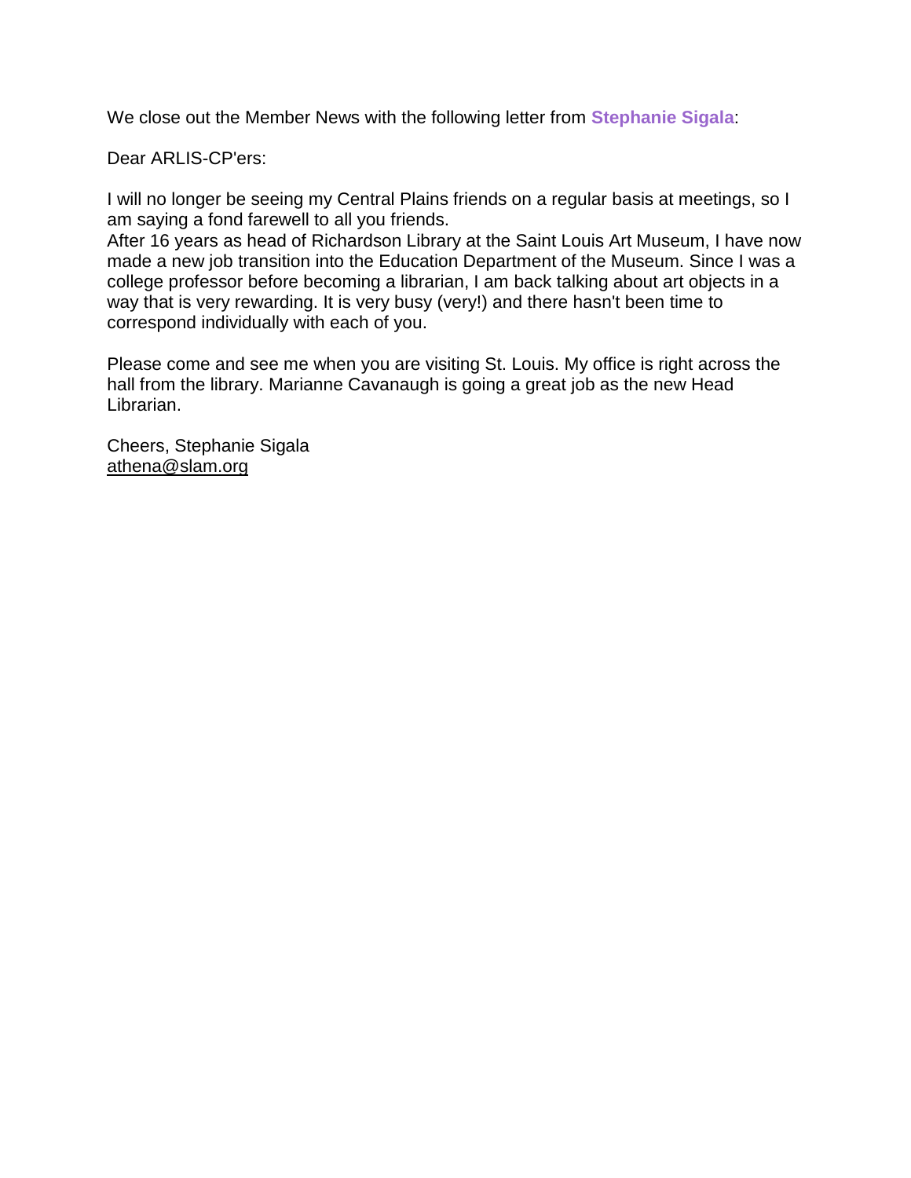We close out the Member News with the following letter from **Stephanie Sigala**:

Dear ARLIS-CP'ers:

I will no longer be seeing my Central Plains friends on a regular basis at meetings, so I am saying a fond farewell to all you friends.
After 16 years as head of Richardson Library at the Saint Louis Art Museum, I have now made a new job transition into the Education Department of the Museum. Since I was a college professor before becoming a librarian, I am back talking about art objects in a way that is very rewarding. It is very busy (very!) and there hasn't been time to correspond individually with each of you.

Please come and see me when you are visiting St. Louis. My office is right across the hall from the library. Marianne Cavanaugh is going a great job as the new Head Librarian.

Cheers, Stephanie Sigala
athena@slam.org